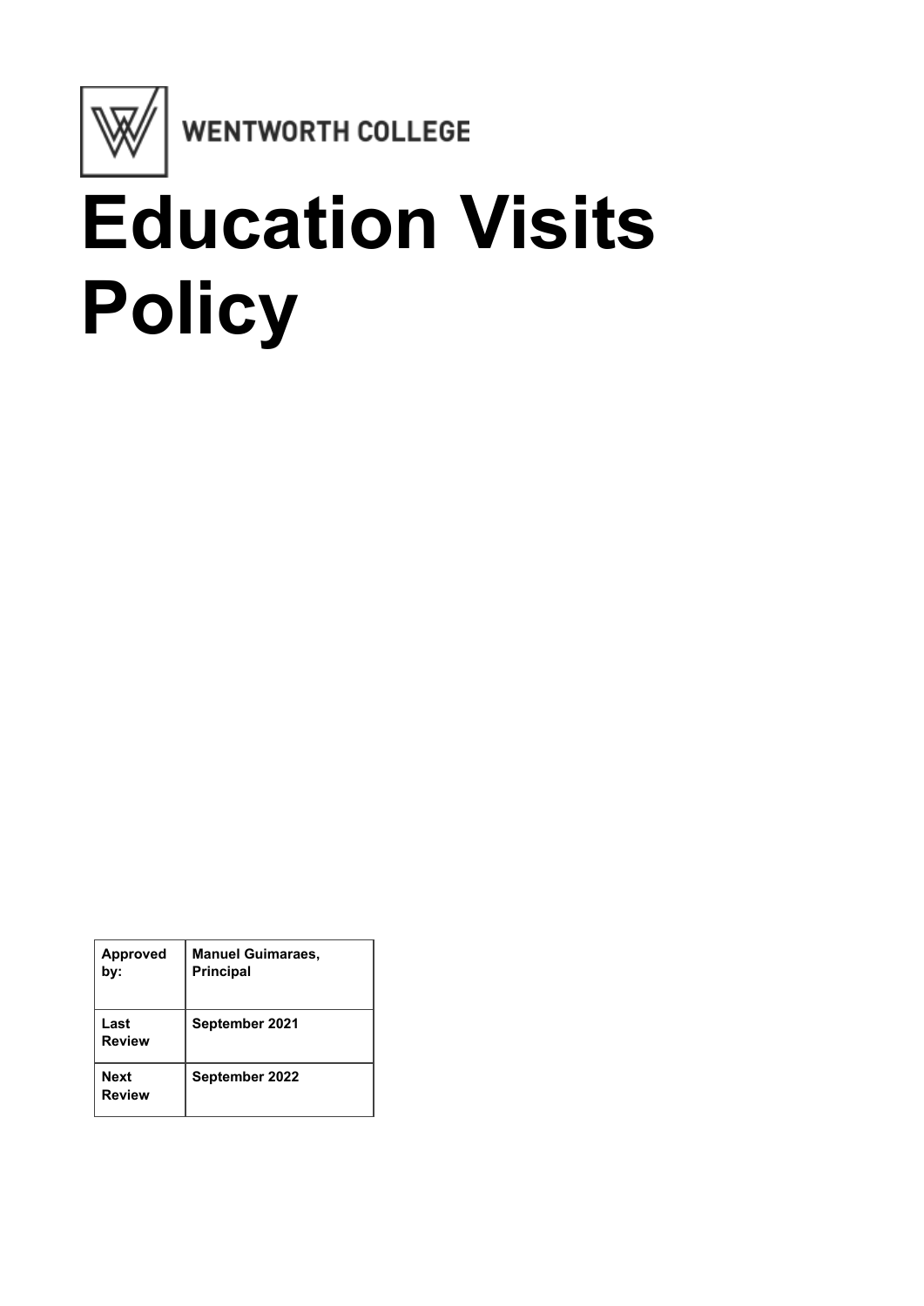WENTWORTH COLLEGE

# Education Visits Policy

| **Approved by:** | **Manuel Guimaraes, Principal** |
| --- | --- |
| **Last Review** | **September 2021** |
| **Next Review** | **September 2022** |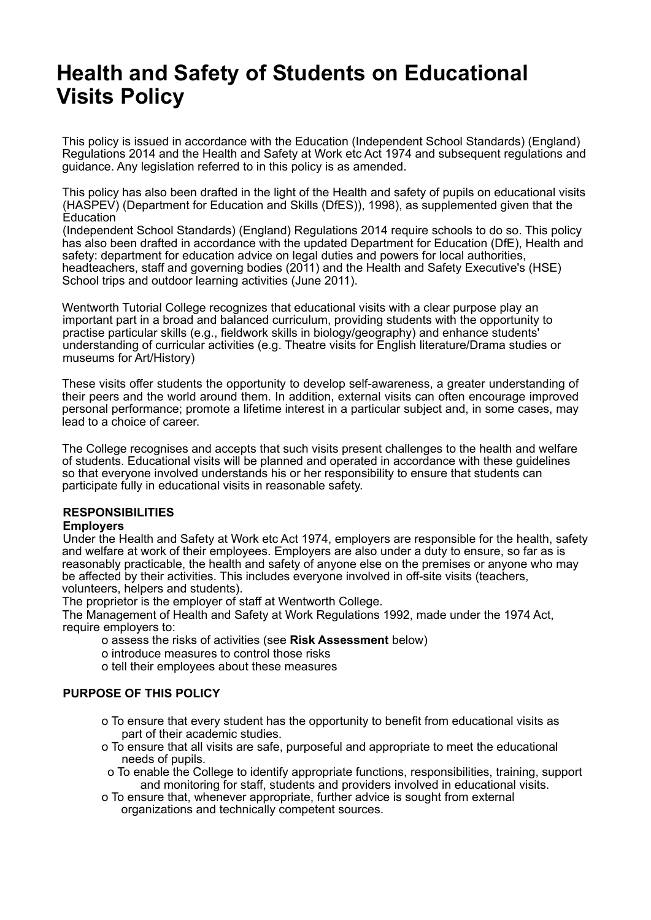# Health and Safety of Students on Educational Visits Policy

This policy is issued in accordance with the Education (Independent School Standards) (England) Regulations 2014 and the Health and Safety at Work etc Act 1974 and subsequent regulations and guidance. Any legislation referred to in this policy is as amended.

This policy has also been drafted in the light of the Health and safety of pupils on educational visits (HASPEV) (Department for Education and Skills (DfES)), 1998), as supplemented given that the Education (Independent School Standards) (England) Regulations 2014 require schools to do so. This policy has also been drafted in accordance with the updated Department for Education (DfE), Health and safety: department for education advice on legal duties and powers for local authorities, headteachers, staff and governing bodies (2011) and the Health and Safety Executive's (HSE) School trips and outdoor learning activities (June 2011).

Wentworth Tutorial College recognizes that educational visits with a clear purpose play an important part in a broad and balanced curriculum, providing students with the opportunity to practise particular skills (e.g., fieldwork skills in biology/geography) and enhance students' understanding of curricular activities (e.g. Theatre visits for English literature/Drama studies or museums for Art/History)

These visits offer students the opportunity to develop self-awareness, a greater understanding of their peers and the world around them. In addition, external visits can often encourage improved personal performance; promote a lifetime interest in a particular subject and, in some cases, may lead to a choice of career.

The College recognises and accepts that such visits present challenges to the health and welfare of students. Educational visits will be planned and operated in accordance with these guidelines so that everyone involved understands his or her responsibility to ensure that students can participate fully in educational visits in reasonable safety.

## RESPONSIBILITIES

### Employers

Under the Health and Safety at Work etc Act 1974, employers are responsible for the health, safety and welfare at work of their employees. Employers are also under a duty to ensure, so far as is reasonably practicable, the health and safety of anyone else on the premises or anyone who may be affected by their activities. This includes everyone involved in off-site visits (teachers, volunteers, helpers and students).

The proprietor is the employer of staff at Wentworth College.

The Management of Health and Safety at Work Regulations 1992, made under the 1974 Act, require employers to:

- assess the risks of activities (see **Risk Assessment** below)
- introduce measures to control those risks
- tell their employees about these measures

## PURPOSE OF THIS POLICY

- To ensure that every student has the opportunity to benefit from educational visits as part of their academic studies.
- To ensure that all visits are safe, purposeful and appropriate to meet the educational needs of pupils.
- To enable the College to identify appropriate functions, responsibilities, training, support and monitoring for staff, students and providers involved in educational visits.
- To ensure that, whenever appropriate, further advice is sought from external organizations and technically competent sources.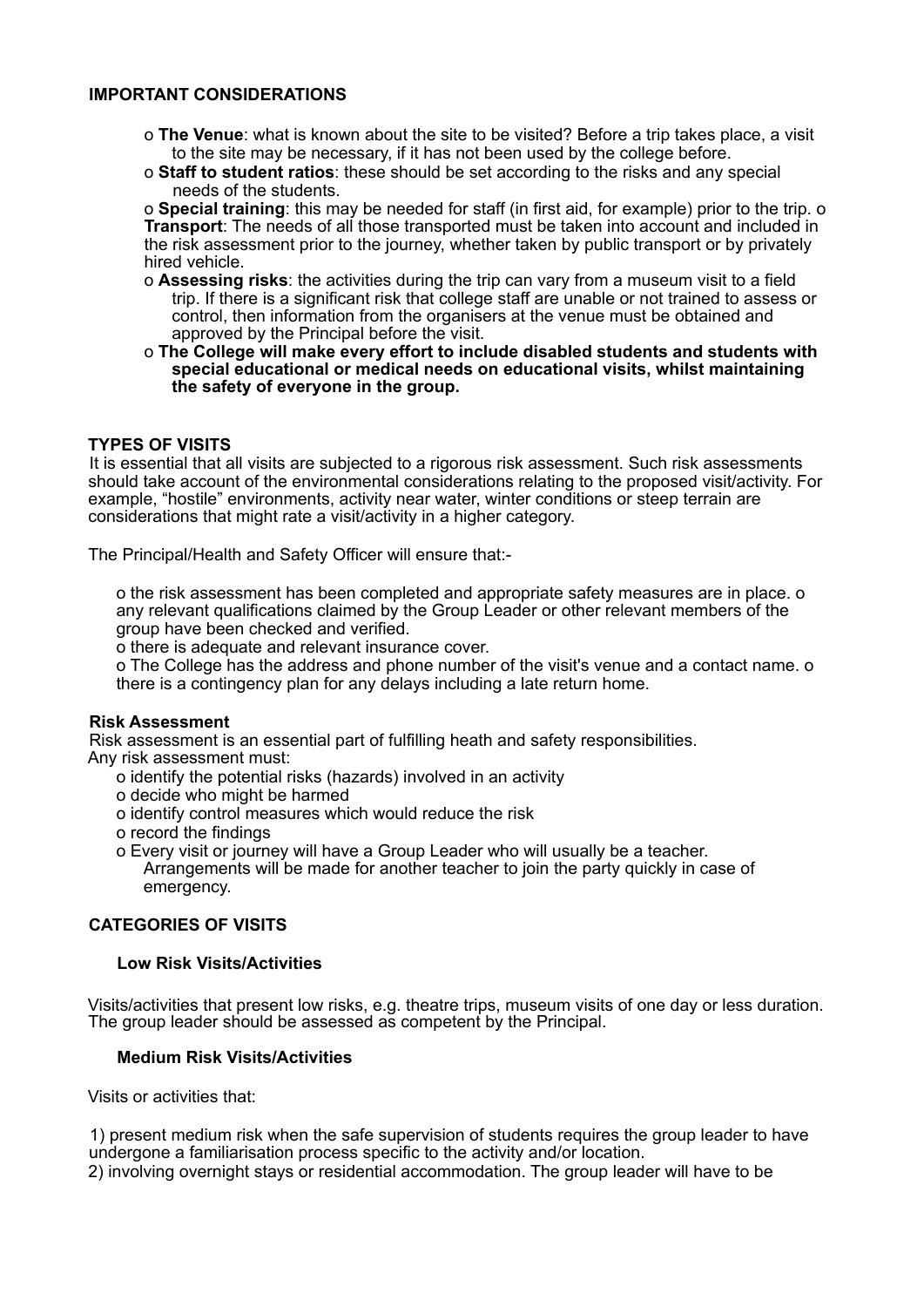**IMPORTANT CONSIDERATIONS**

- **The Venue**: what is known about the site to be visited? Before a trip takes place, a visit to the site may be necessary, if it has not been used by the college before.
- **Staff to student ratios**: these should be set according to the risks and any special needs of the students.
- **Special training**: this may be needed for staff (in first aid, for example) prior to the trip.
- **Transport**: The needs of all those transported must be taken into account and included in the risk assessment prior to the journey, whether taken by public transport or by privately hired vehicle.
- **Assessing risks**: the activities during the trip can vary from a museum visit to a field trip. If there is a significant risk that college staff are unable or not trained to assess or control, then information from the organisers at the venue must be obtained and approved by the Principal before the visit.
- **The College will make every effort to include disabled students and students with special educational or medical needs on educational visits, whilst maintaining the safety of everyone in the group.**

**TYPES OF VISITS**

It is essential that all visits are subjected to a rigorous risk assessment. Such risk assessments should take account of the environmental considerations relating to the proposed visit/activity. For example, "hostile" environments, activity near water, winter conditions or steep terrain are considerations that might rate a visit/activity in a higher category.

The Principal/Health and Safety Officer will ensure that:-

- the risk assessment has been completed and appropriate safety measures are in place.
- any relevant qualifications claimed by the Group Leader or other relevant members of the group have been checked and verified.
- there is adequate and relevant insurance cover.
- The College has the address and phone number of the visit's venue and a contact name.
- there is a contingency plan for any delays including a late return home.

**Risk Assessment**

Risk assessment is an essential part of fulfilling heath and safety responsibilities.
Any risk assessment must:

- identify the potential risks (hazards) involved in an activity
- decide who might be harmed
- identify control measures which would reduce the risk
- record the findings
- Every visit or journey will have a Group Leader who will usually be a teacher. Arrangements will be made for another teacher to join the party quickly in case of emergency.

**CATEGORIES OF VISITS**

**Low Risk Visits/Activities**

Visits/activities that present low risks, e.g. theatre trips, museum visits of one day or less duration. The group leader should be assessed as competent by the Principal.

**Medium Risk Visits/Activities**

Visits or activities that:

1) present medium risk when the safe supervision of students requires the group leader to have undergone a familiarisation process specific to the activity and/or location.
2) involving overnight stays or residential accommodation. The group leader will have to be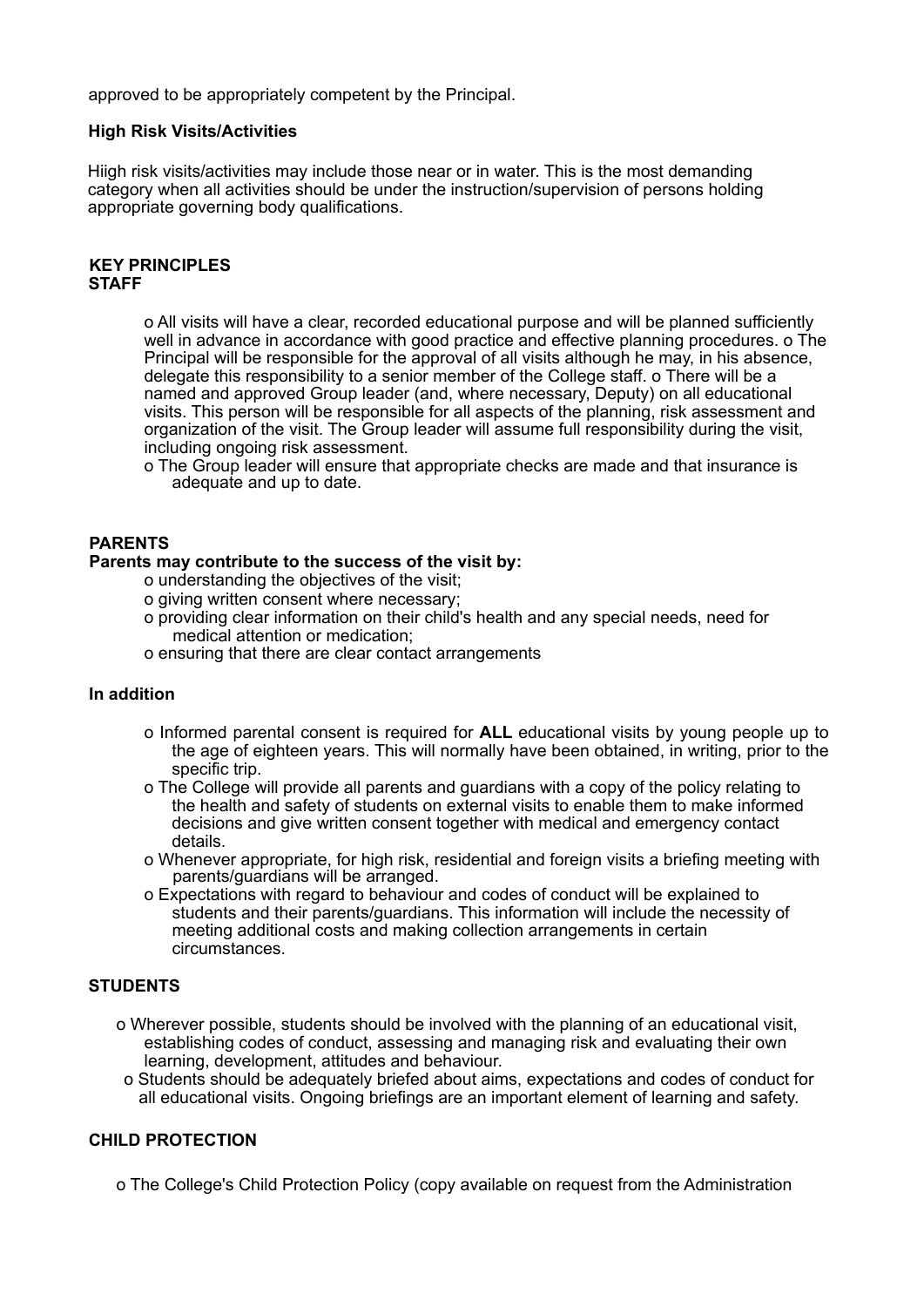approved to be appropriately competent by the Principal.

**High Risk Visits/Activities**

Hiigh risk visits/activities may include those near or in water. This is the most demanding category when all activities should be under the instruction/supervision of persons holding appropriate governing body qualifications.

**KEY PRINCIPLES**
**STAFF**

- o All visits will have a clear, recorded educational purpose and will be planned sufficiently well in advance in accordance with good practice and effective planning procedures. o The Principal will be responsible for the approval of all visits although he may, in his absence, delegate this responsibility to a senior member of the College staff. o There will be a named and approved Group leader (and, where necessary, Deputy) on all educational visits. This person will be responsible for all aspects of the planning, risk assessment and organization of the visit. The Group leader will assume full responsibility during the visit, including ongoing risk assessment.
- o The Group leader will ensure that appropriate checks are made and that insurance is adequate and up to date.

**PARENTS**
**Parents may contribute to the success of the visit by:**

- o understanding the objectives of the visit;
- o giving written consent where necessary;
- o providing clear information on their child's health and any special needs, need for medical attention or medication;
- o ensuring that there are clear contact arrangements

**In addition**

- o Informed parental consent is required for **ALL** educational visits by young people up to the age of eighteen years. This will normally have been obtained, in writing, prior to the specific trip.
- o The College will provide all parents and guardians with a copy of the policy relating to the health and safety of students on external visits to enable them to make informed decisions and give written consent together with medical and emergency contact details.
- o Whenever appropriate, for high risk, residential and foreign visits a briefing meeting with parents/guardians will be arranged.
- o Expectations with regard to behaviour and codes of conduct will be explained to students and their parents/guardians. This information will include the necessity of meeting additional costs and making collection arrangements in certain circumstances.

**STUDENTS**

- o Wherever possible, students should be involved with the planning of an educational visit, establishing codes of conduct, assessing and managing risk and evaluating their own learning, development, attitudes and behaviour.
- o Students should be adequately briefed about aims, expectations and codes of conduct for all educational visits. Ongoing briefings are an important element of learning and safety.

**CHILD PROTECTION**

- o The College's Child Protection Policy (copy available on request from the Administration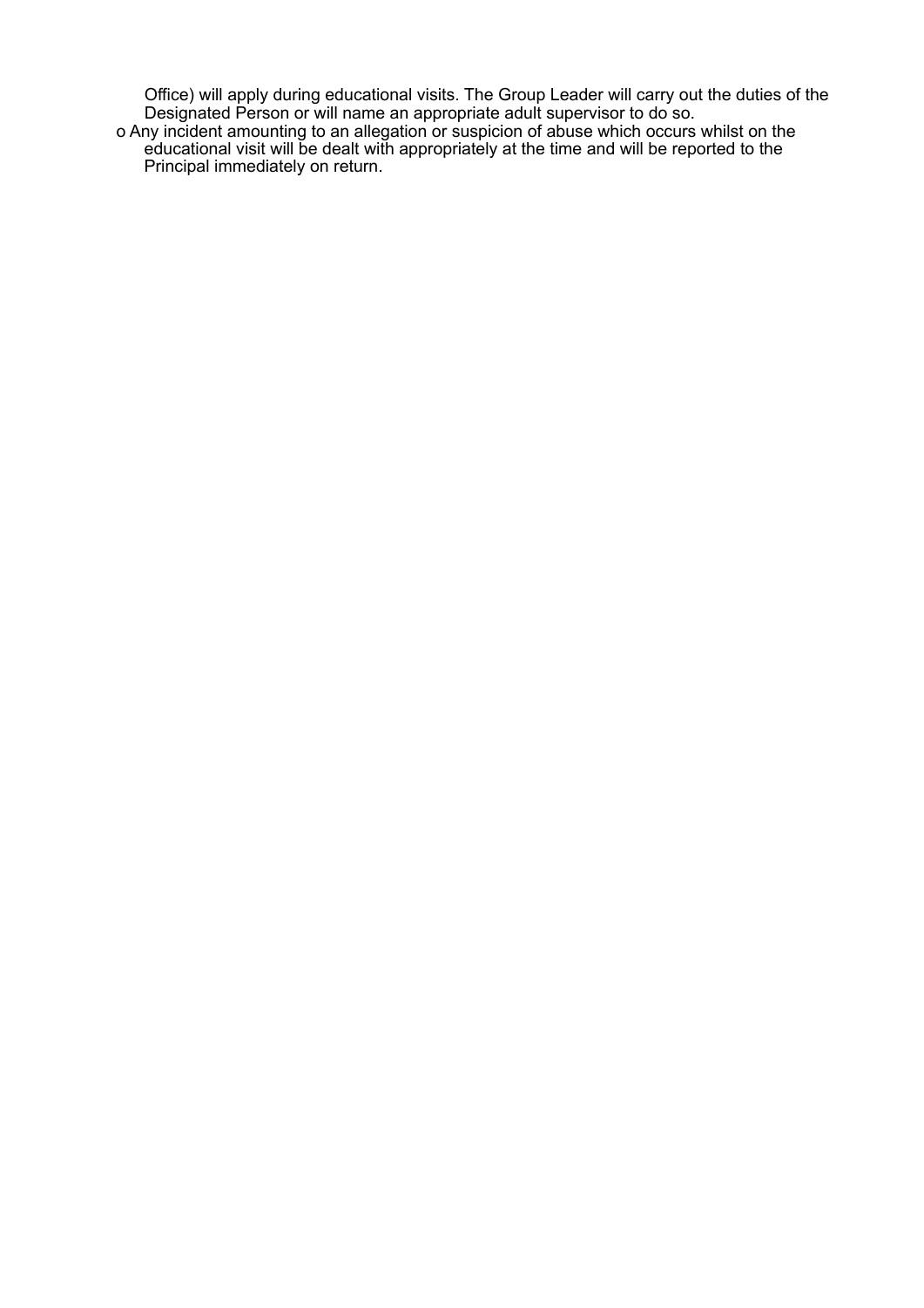Office) will apply during educational visits. The Group Leader will carry out the duties of the Designated Person or will name an appropriate adult supervisor to do so.

- Any incident amounting to an allegation or suspicion of abuse which occurs whilst on the educational visit will be dealt with appropriately at the time and will be reported to the Principal immediately on return.